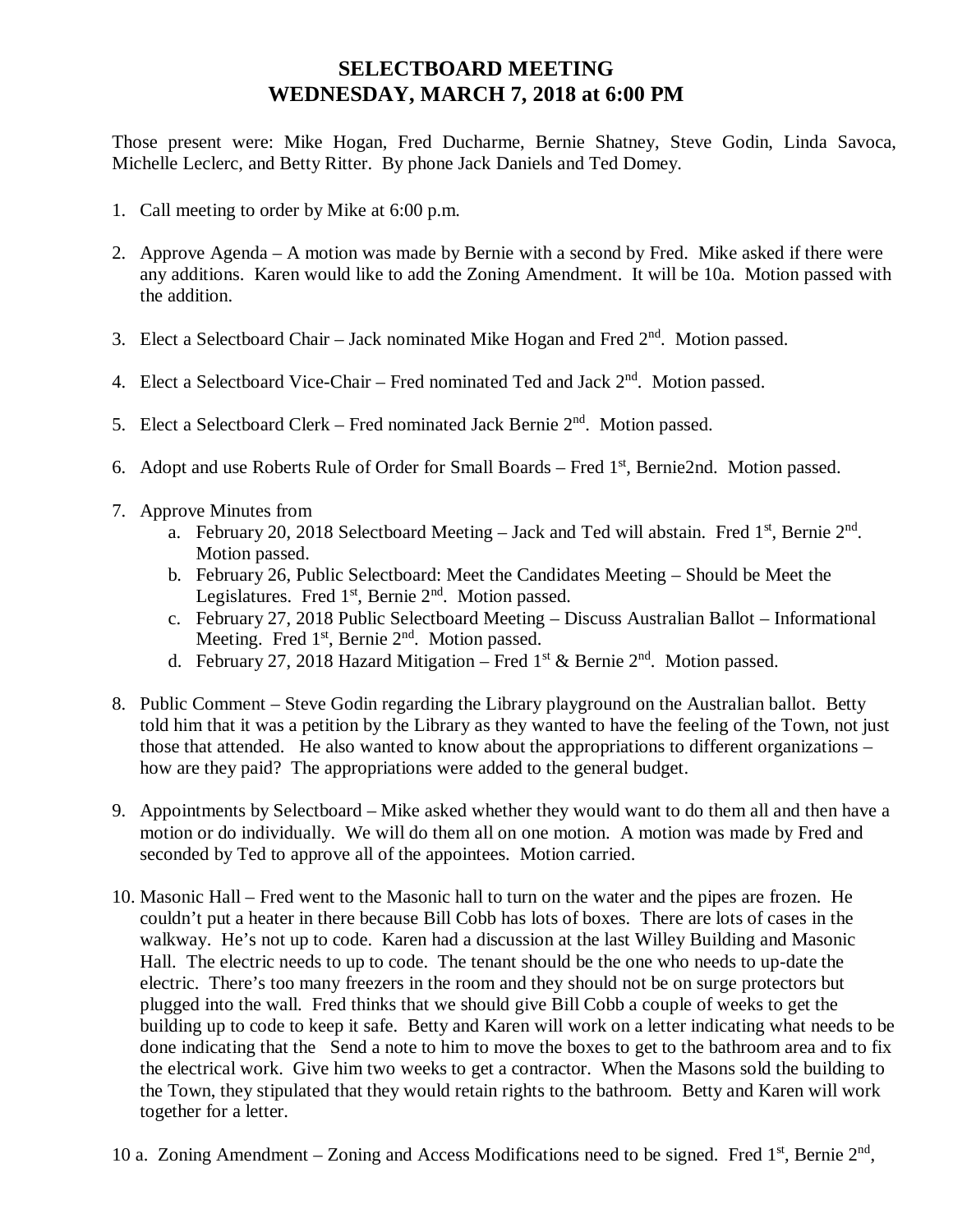# SELECTBOARD MEETING
# WEDNESDAY, MARCH 7, 2018 at 6:00 PM

Those present were: Mike Hogan, Fred Ducharme, Bernie Shatney, Steve Godin, Linda Savoca, Michelle Leclerc, and Betty Ritter. By phone Jack Daniels and Ted Domey.

1. Call meeting to order by Mike at 6:00 p.m.

2. Approve Agenda – A motion was made by Bernie with a second by Fred. Mike asked if there were any additions. Karen would like to add the Zoning Amendment. It will be 10a. Motion passed with the addition.

3. Elect a Selectboard Chair – Jack nominated Mike Hogan and Fred 2nd. Motion passed.

4. Elect a Selectboard Vice-Chair – Fred nominated Ted and Jack 2nd. Motion passed.

5. Elect a Selectboard Clerk – Fred nominated Jack Bernie 2nd. Motion passed.

6. Adopt and use Roberts Rule of Order for Small Boards – Fred 1st, Bernie2nd. Motion passed.

7. Approve Minutes from
   a. February 20, 2018 Selectboard Meeting – Jack and Ted will abstain. Fred 1st, Bernie 2nd. Motion passed.
   b. February 26, Public Selectboard: Meet the Candidates Meeting – Should be Meet the Legislatures. Fred 1st, Bernie 2nd. Motion passed.
   c. February 27, 2018 Public Selectboard Meeting – Discuss Australian Ballot – Informational Meeting. Fred 1st, Bernie 2nd. Motion passed.
   d. February 27, 2018 Hazard Mitigation – Fred 1st & Bernie 2nd. Motion passed.

8. Public Comment – Steve Godin regarding the Library playground on the Australian ballot. Betty told him that it was a petition by the Library as they wanted to have the feeling of the Town, not just those that attended. He also wanted to know about the appropriations to different organizations – how are they paid? The appropriations were added to the general budget.

9. Appointments by Selectboard – Mike asked whether they would want to do them all and then have a motion or do individually. We will do them all on one motion. A motion was made by Fred and seconded by Ted to approve all of the appointees. Motion carried.

10. Masonic Hall – Fred went to the Masonic hall to turn on the water and the pipes are frozen. He couldn't put a heater in there because Bill Cobb has lots of boxes. There are lots of cases in the walkway. He's not up to code. Karen had a discussion at the last Willey Building and Masonic Hall. The electric needs to up to code. The tenant should be the one who needs to up-date the electric. There's too many freezers in the room and they should not be on surge protectors but plugged into the wall. Fred thinks that we should give Bill Cobb a couple of weeks to get the building up to code to keep it safe. Betty and Karen will work on a letter indicating what needs to be done indicating that the Send a note to him to move the boxes to get to the bathroom area and to fix the electrical work. Give him two weeks to get a contractor. When the Masons sold the building to the Town, they stipulated that they would retain rights to the bathroom. Betty and Karen will work together for a letter.

10 a. Zoning Amendment – Zoning and Access Modifications need to be signed. Fred 1st, Bernie 2nd,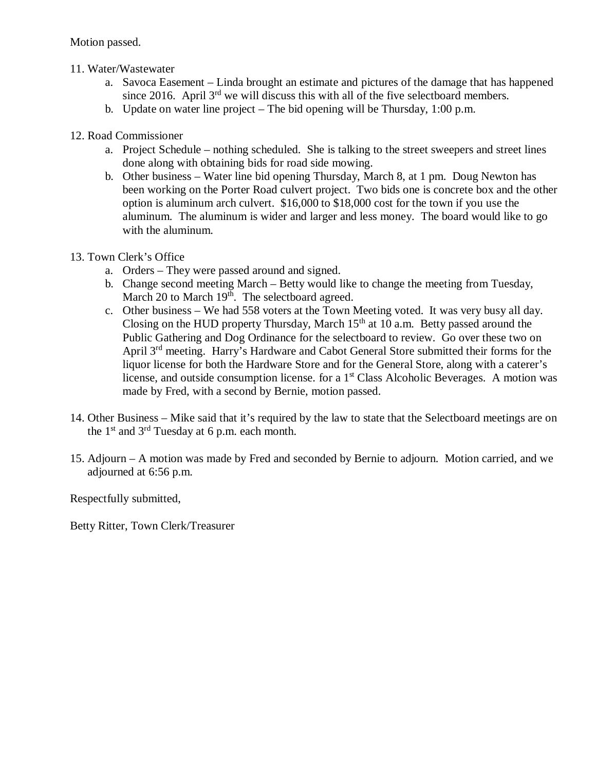Motion passed.

11. Water/Wastewater
    a. Savoca Easement – Linda brought an estimate and pictures of the damage that has happened since 2016. April 3rd we will discuss this with all of the five selectboard members.
    b. Update on water line project – The bid opening will be Thursday, 1:00 p.m.

12. Road Commissioner
    a. Project Schedule – nothing scheduled. She is talking to the street sweepers and street lines done along with obtaining bids for road side mowing.
    b. Other business – Water line bid opening Thursday, March 8, at 1 pm. Doug Newton has been working on the Porter Road culvert project. Two bids one is concrete box and the other option is aluminum arch culvert. $16,000 to $18,000 cost for the town if you use the aluminum. The aluminum is wider and larger and less money. The board would like to go with the aluminum.

13. Town Clerk's Office
    a. Orders – They were passed around and signed.
    b. Change second meeting March – Betty would like to change the meeting from Tuesday, March 20 to March 19th. The selectboard agreed.
    c. Other business – We had 558 voters at the Town Meeting voted. It was very busy all day. Closing on the HUD property Thursday, March 15th at 10 a.m. Betty passed around the Public Gathering and Dog Ordinance for the selectboard to review. Go over these two on April 3rd meeting. Harry's Hardware and Cabot General Store submitted their forms for the liquor license for both the Hardware Store and for the General Store, along with a caterer's license, and outside consumption license. for a 1st Class Alcoholic Beverages. A motion was made by Fred, with a second by Bernie, motion passed.

14. Other Business – Mike said that it's required by the law to state that the Selectboard meetings are on the 1st and 3rd Tuesday at 6 p.m. each month.

15. Adjourn – A motion was made by Fred and seconded by Bernie to adjourn. Motion carried, and we adjourned at 6:56 p.m.

Respectfully submitted,

Betty Ritter, Town Clerk/Treasurer